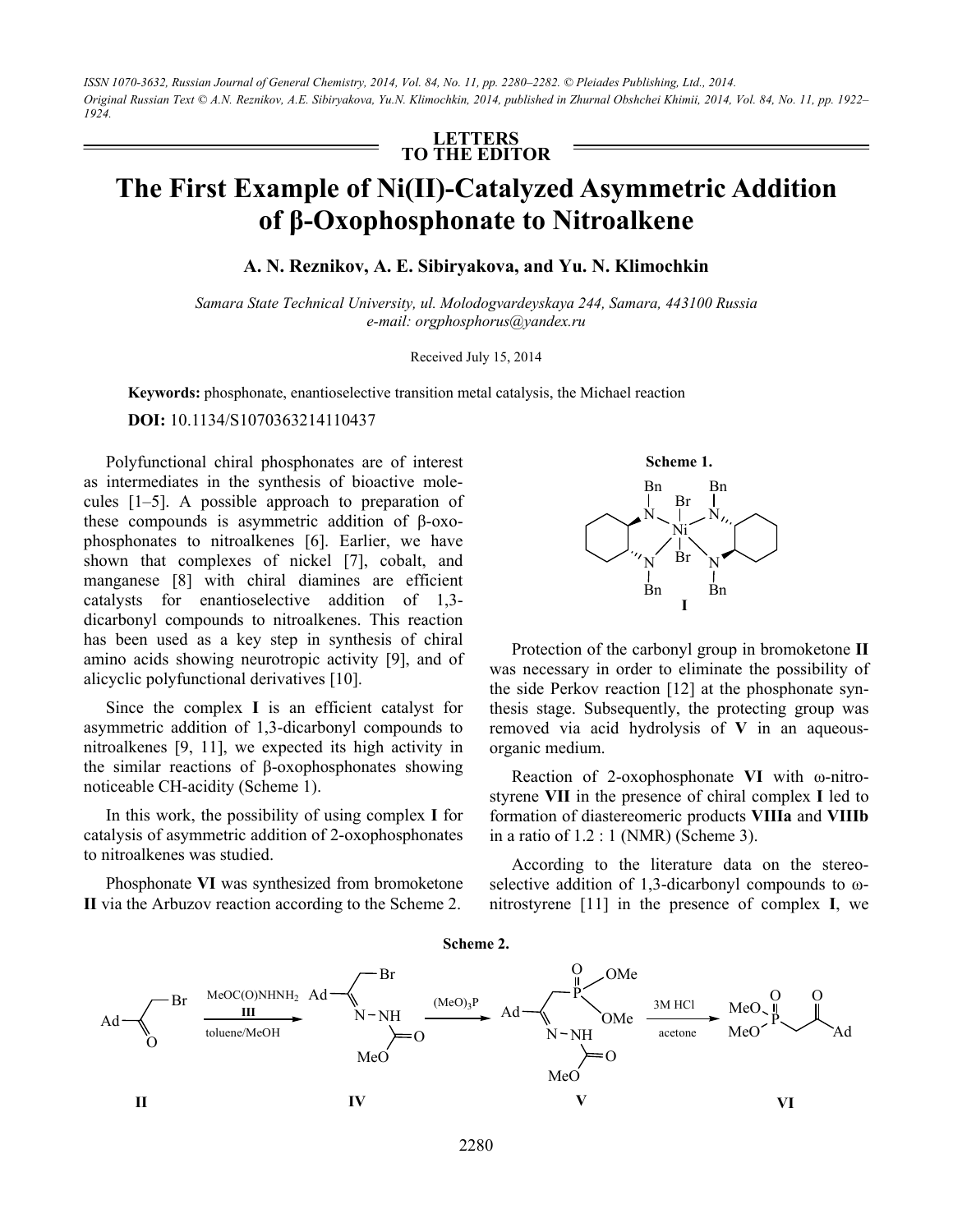LETTERS TO THE EDITOR

# The First Example of Ni(II)-Catalyzed Asymmetric Addition of β-Oxophosphonate to Nitroalkene

**A. N. Reznikov, A. E. Sibiryakova, and Yu. N. Klimochkin**

*Samara State Technical University, ul. Molodogvardeyskaya 244, Samara, 443100 Russia*
*e-mail: orgphosphorus@yandex.ru*

Received July 15, 2014

**Keywords:** phosphonate, enantioselective transition metal catalysis, the Michael reaction

**DOI:** 10.1134/S1070363214110437

Polyfunctional chiral phosphonates are of interest as intermediates in the synthesis of bioactive molecules [1–5]. A possible approach to preparation of these compounds is asymmetric addition of β-oxophosphonates to nitroalkenes [6]. Earlier, we have shown that complexes of nickel [7], cobalt, and manganese [8] with chiral diamines are efficient catalysts for enantioselective addition of 1,3-dicarbonyl compounds to nitroalkenes. This reaction has been used as a key step in synthesis of chiral amino acids showing neurotropic activity [9], and of alicyclic polyfunctional derivatives [10].

Since the complex **I** is an efficient catalyst for asymmetric addition of 1,3-dicarbonyl compounds to nitroalkenes [9, 11], we expected its high activity in the similar reactions of β-oxophosphonates showing noticeable CH-acidity (Scheme 1).

In this work, the possibility of using complex **I** for catalysis of asymmetric addition of 2-oxophosphonates to nitroalkenes was studied.

Phosphonate **VI** was synthesized from bromoketone **II** via the Arbuzov reaction according to the Scheme 2.

**Scheme 1.**

Bn Bn Br N Ni N N Br N Bn Bn

**I**

Protection of the carbonyl group in bromoketone **II** was necessary in order to eliminate the possibility of the side Perkov reaction [12] at the phosphonate synthesis stage. Subsequently, the protecting group was removed via acid hydrolysis of **V** in an aqueous-organic medium.

Reaction of 2-oxophosphonate **VI** with ω-nitrostyrene **VII** in the presence of chiral complex **I** led to formation of diastereomeric products **VIIIa** and **VIIIb** in a ratio of 1.2 : 1 (NMR) (Scheme 3).

According to the literature data on the stereoselective addition of 1,3-dicarbonyl compounds to ω-nitrostyrene [11] in the presence of complex **I**, we

**Scheme 2.**

Ad, Br, O → MeOC(O)NHNH$_2$ **III**, toluene/MeOH → Ad, Br, N–NH, O, MeO → (MeO)$_3$P → O, P, OMe, OMe, Ad, N–NH, O, MeO → 3M HCl, acetone → MeO, MeO, P, O, O, Ad

**II** **IV** **V** **VI**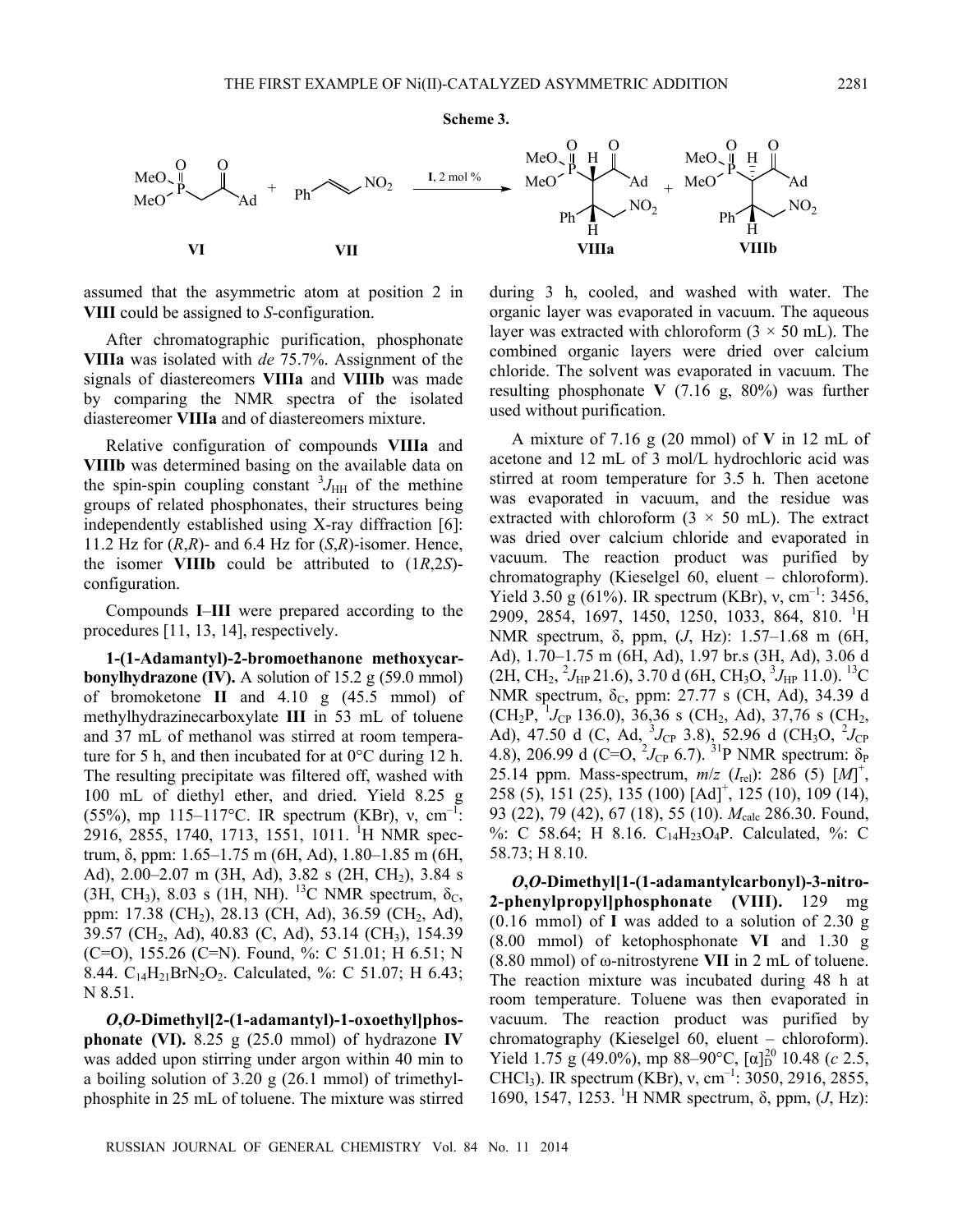**Scheme 3.**

VI + VII —(**I**, 2 mol %)→ VIIIa + VIIIb

assumed that the asymmetric atom at position 2 in **VIII** could be assigned to *S*-configuration.

After chromatographic purification, phosphonate **VIIIa** was isolated with *de* 75.7%. Assignment of the signals of diastereomers **VIIIa** and **VIIIb** was made by comparing the NMR spectra of the isolated diastereomer **VIIIa** and of diastereomers mixture.

Relative configuration of compounds **VIIIa** and **VIIIb** was determined basing on the available data on the spin-spin coupling constant $^3J_{HH}$ of the methine groups of related phosphonates, their structures being independently established using X-ray diffraction [6]: 11.2 Hz for (*R*,*R*)- and 6.4 Hz for (*S*,*R*)-isomer. Hence, the isomer **VIIIb** could be attributed to (1*R*,2*S*)-configuration.

Compounds **I**–**III** were prepared according to the procedures [11, 13, 14], respectively.

**1-(1-Adamantyl)-2-bromoethanone methoxycarbonylhydrazone (IV).** A solution of 15.2 g (59.0 mmol) of bromoketone **II** and 4.10 g (45.5 mmol) of methylhydrazinecarboxylate **III** in 53 mL of toluene and 37 mL of methanol was stirred at room temperature for 5 h, and then incubated for at 0°C during 12 h. The resulting precipitate was filtered off, washed with 100 mL of diethyl ether, and dried. Yield 8.25 g (55%), mp 115–117°C. IR spectrum (KBr), ν, cm$^{-1}$: 2916, 2855, 1740, 1713, 1551, 1011. $^1$H NMR spectrum, δ, ppm: 1.65–1.75 m (6H, Ad), 1.80–1.85 m (6H, Ad), 2.00–2.07 m (3H, Ad), 3.82 s (2H, CH$_2$), 3.84 s (3H, CH$_3$), 8.03 s (1H, NH). $^{13}$C NMR spectrum, δ$_C$, ppm: 17.38 (CH$_2$), 28.13 (CH, Ad), 36.59 (CH$_2$, Ad), 39.57 (CH$_2$, Ad), 40.83 (C, Ad), 53.14 (CH$_3$), 154.39 (C=O), 155.26 (C=N). Found, %: C 51.01; H 6.51; N 8.44. $C_{14}H_{21}BrN_2O_2$. Calculated, %: C 51.07; H 6.43; N 8.51.

***O*,*O*-Dimethyl[2-(1-adamantyl)-1-oxoethyl]phosphonate (VI).** 8.25 g (25.0 mmol) of hydrazone **IV** was added upon stirring under argon within 40 min to a boiling solution of 3.20 g (26.1 mmol) of trimethylphosphite in 25 mL of toluene. The mixture was stirred during 3 h, cooled, and washed with water. The organic layer was evaporated in vacuum. The aqueous layer was extracted with chloroform (3 × 50 mL). The combined organic layers were dried over calcium chloride. The solvent was evaporated in vacuum. The resulting phosphonate **V** (7.16 g, 80%) was further used without purification.

A mixture of 7.16 g (20 mmol) of **V** in 12 mL of acetone and 12 mL of 3 mol/L hydrochloric acid was stirred at room temperature for 3.5 h. Then acetone was evaporated in vacuum, and the residue was extracted with chloroform (3 × 50 mL). The extract was dried over calcium chloride and evaporated in vacuum. The reaction product was purified by chromatography (Kieselgel 60, eluent – chloroform). Yield 3.50 g (61%). IR spectrum (KBr), ν, cm$^{-1}$: 3456, 2909, 2854, 1697, 1450, 1250, 1033, 864, 810. $^1$H NMR spectrum, δ, ppm, (*J*, Hz): 1.57–1.68 m (6H, Ad), 1.70–1.75 m (6H, Ad), 1.97 br.s (3H, Ad), 3.06 d (2H, CH$_2$, $^2J_{HP}$ 21.6), 3.70 d (6H, CH$_3$O, $^3J_{HP}$ 11.0). $^{13}$C NMR spectrum, δ$_C$, ppm: 27.77 s (CH, Ad), 34.39 d (CH$_2$P, $^1J_{CP}$ 136.0), 36,36 s (CH$_2$, Ad), 37,76 s (CH$_2$, Ad), 47.50 d (C, Ad, $^3J_{CP}$ 3.8), 52.96 d (CH$_3$O, $^2J_{CP}$ 4.8), 206.99 d (C=O, $^2J_{CP}$ 6.7). $^{31}$P NMR spectrum: δ$_P$ 25.14 ppm. Mass-spectrum, *m*/*z* (*I*$_{rel}$): 286 (5) [*M*]$^+$, 258 (5), 151 (25), 135 (100) [Ad]$^+$, 125 (10), 109 (14), 93 (22), 79 (42), 67 (18), 55 (10). $M_{calc}$ 286.30. Found, %: C 58.64; H 8.16. $C_{14}H_{23}O_4P$. Calculated, %: C 58.73; H 8.10.

***O*,*O*-Dimethyl[1-(1-adamantylcarbonyl)-3-nitro-2-phenylpropyl]phosphonate (VIII).** 129 mg (0.16 mmol) of **I** was added to a solution of 2.30 g (8.00 mmol) of ketophosphonate **VI** and 1.30 g (8.80 mmol) of ω-nitrostyrene **VII** in 2 mL of toluene. The reaction mixture was incubated during 48 h at room temperature. Toluene was then evaporated in vacuum. The reaction product was purified by chromatography (Kieselgel 60, eluent – chloroform). Yield 1.75 g (49.0%), mp 88–90°C, $[\alpha]_D^{20}$ 10.48 (*c* 2.5, CHCl$_3$). IR spectrum (KBr), ν, cm$^{-1}$: 3050, 2916, 2855, 1690, 1547, 1253. $^1$H NMR spectrum, δ, ppm, (*J*, Hz):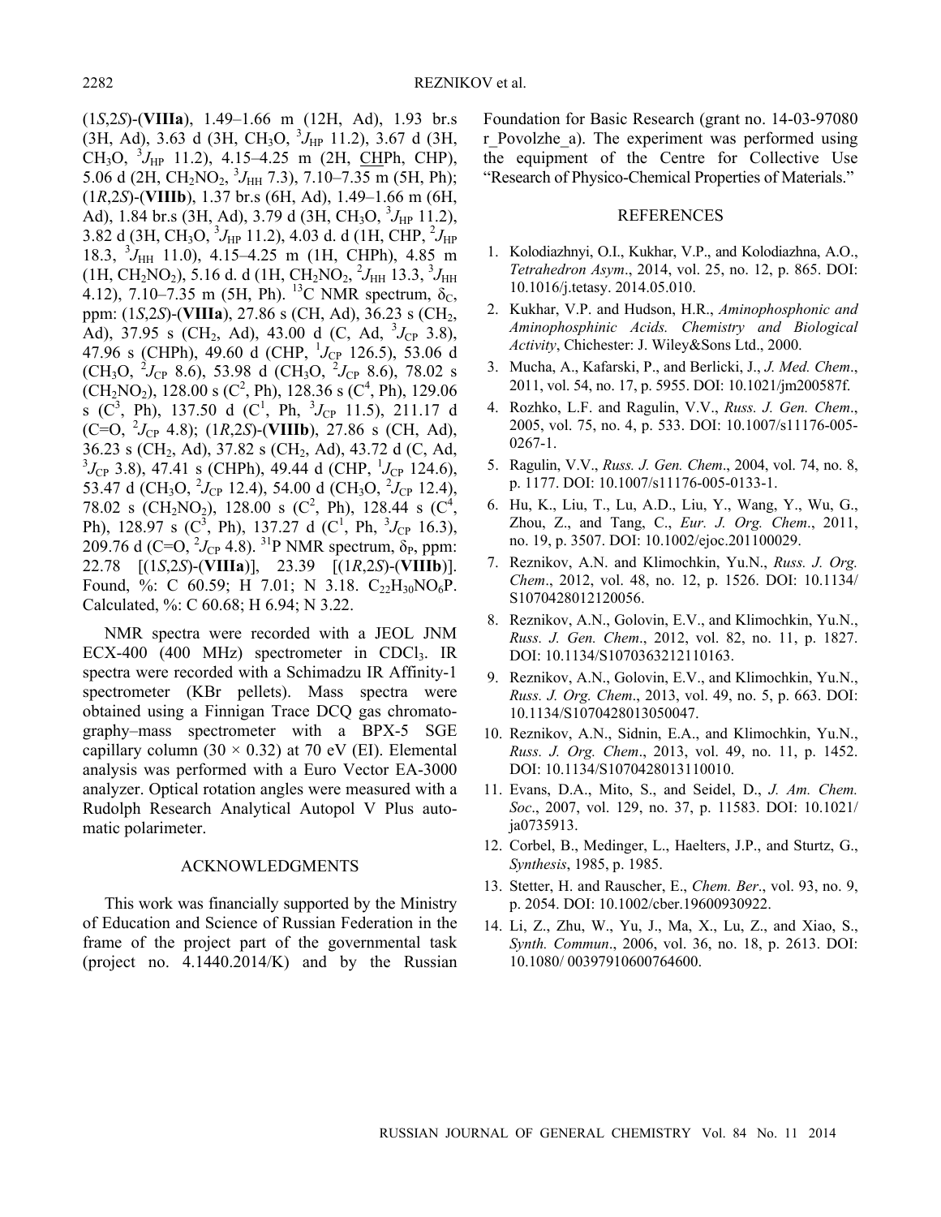(1*S*,2*S*)-(**VIIIa**), 1.49–1.66 m (12H, Ad), 1.93 br.s (3H, Ad), 3.63 d (3H, $CH_3O$, $^3J_{HP}$ 11.2), 3.67 d (3H, $CH_3O$, $^3J_{HP}$ 11.2), 4.15–4.25 m (2H, <u>CH</u>Ph, CHP), 5.06 d (2H, $CH_2NO_2$, $^3J_{HH}$ 7.3), 7.10–7.35 m (5H, Ph); (1*R*,2*S*)-(**VIIIb**), 1.37 br.s (6H, Ad), 1.49–1.66 m (6H, Ad), 1.84 br.s (3H, Ad), 3.79 d (3H, $CH_3O$, $^3J_{HP}$ 11.2), 3.82 d (3H, $CH_3O$, $^3J_{HP}$ 11.2), 4.03 d. d (1H, CHP, $^2J_{HP}$ 18.3, $^3J_{HH}$ 11.0), 4.15–4.25 m (1H, CHPh), 4.85 m (1H, $CH_2NO_2$), 5.16 d. d (1H, $CH_2NO_2$, $^2J_{HH}$ 13.3, $^3J_{HH}$ 4.12), 7.10–7.35 m (5H, Ph). $^{13}$C NMR spectrum, $\delta_C$, ppm: (1*S*,2*S*)-(**VIIIa**), 27.86 s (CH, Ad), 36.23 s ($CH_2$, Ad), 37.95 s ($CH_2$, Ad), 43.00 d (C, Ad, $^3J_{CP}$ 3.8), 47.96 s (CHPh), 49.60 d (CHP, $^1J_{CP}$ 126.5), 53.06 d ($CH_3O$, $^2J_{CP}$ 8.6), 53.98 d ($CH_3O$, $^2J_{CP}$ 8.6), 78.02 s ($CH_2NO_2$), 128.00 s ($C^2$, Ph), 128.36 s ($C^4$, Ph), 129.06 s ($C^3$, Ph), 137.50 d ($C^1$, Ph, $^3J_{CP}$ 11.5), 211.17 d (C=O, $^2J_{CP}$ 4.8); (1*R*,2*S*)-(**VIIIb**), 27.86 s (CH, Ad), 36.23 s ($CH_2$, Ad), 37.82 s ($CH_2$, Ad), 43.72 d (C, Ad, $^3J_{CP}$ 3.8), 47.41 s (CHPh), 49.44 d (CHP, $^1J_{CP}$ 124.6), 53.47 d ($CH_3O$, $^2J_{CP}$ 12.4), 54.00 d ($CH_3O$, $^2J_{CP}$ 12.4), 78.02 s ($CH_2NO_2$), 128.00 s ($C^2$, Ph), 128.44 s ($C^4$, Ph), 128.97 s ($C^3$, Ph), 137.27 d ($C^1$, Ph, $^3J_{CP}$ 16.3), 209.76 d (C=O, $^2J_{CP}$ 4.8). $^{31}$P NMR spectrum, $\delta_P$, ppm: 22.78 [(1*S*,2*S*)-(**VIIIa**)], 23.39 [(1*R*,2*S*)-(**VIIIb**)]. Found, %: C 60.59; H 7.01; N 3.18. $C_{22}H_{30}NO_6P$. Calculated, %: C 60.68; H 6.94; N 3.22.

NMR spectra were recorded with a JEOL JNM ECX-400 (400 MHz) spectrometer in $CDCl_3$. IR spectra were recorded with a Schimadzu IR Affinity-1 spectrometer (KBr pellets). Mass spectra were obtained using a Finnigan Trace DCQ gas chromatography–mass spectrometer with a BPX-5 SGE capillary column (30 × 0.32) at 70 eV (EI). Elemental analysis was performed with a Euro Vector EA-3000 analyzer. Optical rotation angles were measured with a Rudolph Research Analytical Autopol V Plus automatic polarimeter.

## ACKNOWLEDGMENTS

This work was financially supported by the Ministry of Education and Science of Russian Federation in the frame of the project part of the governmental task (project no. 4.1440.2014/K) and by the Russian Foundation for Basic Research (grant no. 14-03-97080 r_Povolzhe_a). The experiment was performed using the equipment of the Centre for Collective Use "Research of Physico-Chemical Properties of Materials."

## REFERENCES

1. Kolodiazhnyi, O.I., Kukhar, V.P., and Kolodiazhna, A.O., *Tetrahedron Asym*., 2014, vol. 25, no. 12, p. 865. DOI: 10.1016/j.tetasy. 2014.05.010.
2. Kukhar, V.P. and Hudson, H.R., *Aminophosphonic and Aminophosphinic Acids. Chemistry and Biological Activity*, Chichester: J. Wiley&Sons Ltd., 2000.
3. Mucha, A., Kafarski, P., and Berlicki, J., *J. Med. Chem*., 2011, vol. 54, no. 17, p. 5955. DOI: 10.1021/jm200587f.
4. Rozhko, L.F. and Ragulin, V.V., *Russ. J. Gen. Chem*., 2005, vol. 75, no. 4, p. 533. DOI: 10.1007/s11176-005-0267-1.
5. Ragulin, V.V., *Russ. J. Gen. Chem*., 2004, vol. 74, no. 8, p. 1177. DOI: 10.1007/s11176-005-0133-1.
6. Hu, K., Liu, T., Lu, A.D., Liu, Y., Wang, Y., Wu, G., Zhou, Z., and Tang, C., *Eur. J. Org. Chem*., 2011, no. 19, p. 3507. DOI: 10.1002/ejoc.201100029.
7. Reznikov, A.N. and Klimochkin, Yu.N., *Russ. J. Org. Chem*., 2012, vol. 48, no. 12, p. 1526. DOI: 10.1134/S1070428012120056.
8. Reznikov, A.N., Golovin, E.V., and Klimochkin, Yu.N., *Russ. J. Gen. Chem*., 2012, vol. 82, no. 11, p. 1827. DOI: 10.1134/S1070363212110163.
9. Reznikov, A.N., Golovin, E.V., and Klimochkin, Yu.N., *Russ. J. Org. Chem*., 2013, vol. 49, no. 5, p. 663. DOI: 10.1134/S1070428013050047.
10. Reznikov, A.N., Sidnin, E.A., and Klimochkin, Yu.N., *Russ. J. Org. Chem*., 2013, vol. 49, no. 11, p. 1452. DOI: 10.1134/S1070428013110010.
11. Evans, D.A., Mito, S., and Seidel, D., *J. Am. Chem. Soc*., 2007, vol. 129, no. 37, p. 11583. DOI: 10.1021/ja0735913.
12. Corbel, B., Medinger, L., Haelters, J.P., and Sturtz, G., *Synthesis*, 1985, p. 1985.
13. Stetter, H. and Rauscher, E., *Chem. Ber*., vol. 93, no. 9, p. 2054. DOI: 10.1002/cber.19600930922.
14. Li, Z., Zhu, W., Yu, J., Ma, X., Lu, Z., and Xiao, S., *Synth. Commun*., 2006, vol. 36, no. 18, p. 2613. DOI: 10.1080/ 00397910600764600.